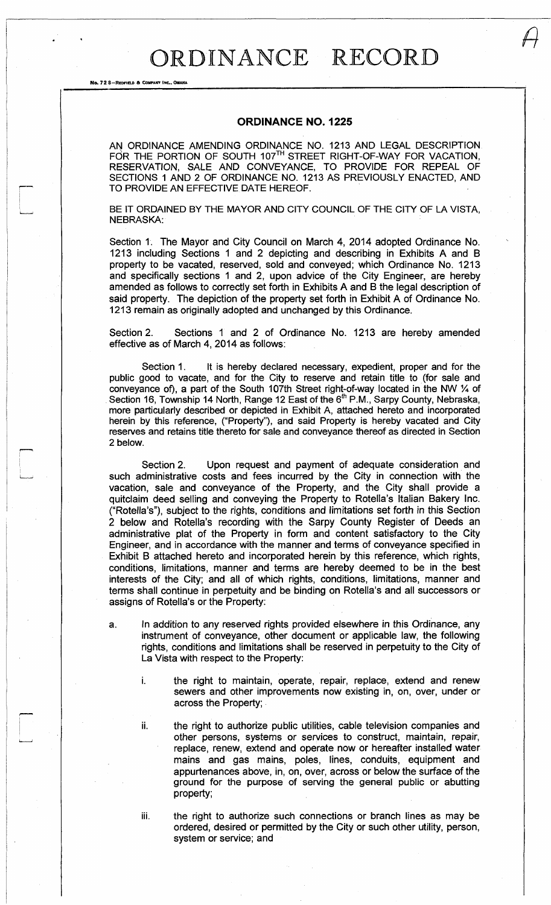# ORDINANCE RECORD

No. 72 8—REDFIELD & COMPANY INC., OMAHA

## ORDINANCE NO. 1225

AN ORDINANCE AMENDING ORDINANCE NO. 1213 AND LEGAL DESCRIPTION FOR THE PORTION OF SOUTH 107TH STREET RIGHT-OF-WAY FOR VACATION, RESERVATION, SALE AND CONVEYANCE, TO PROVIDE FOR REPEAL OF SECTIONS 1 AND 2 OF ORDINANCE NO. 1213 AS PREVIOUSLY ENACTED, AND TO PROVIDE AN EFFECTIVE DATE HEREOF.

BE IT ORDAINED BY THE MAYOR AND CITY COUNCIL OF THE CITY OF LA VISTA, NEBRASKA:

Section 1. The Mayor and City Council on March 4, 2014 adopted Ordinance No. 1213 including Sections 1 and 2 depicting and describing in Exhibits A and B property to be vacated, reserved, sold and conveyed; which Ordinance No. 1213 and specifically sections 1 and 2, upon advice of the City Engineer, are hereby amended as follows to correctly set forth in Exhibits A and B the legal description of said property. The depiction of the property set forth in Exhibit A of Ordinance No. 1213 remain as originally adopted and unchanged by this Ordinance.

Section 2. Sections 1 and 2 of Ordinance No. 1213 are hereby amended effective as of March 4, 2014 as follows:

Section 1. It is hereby declared necessary, expedient, proper and for the public good to vacate, and for the City to reserve and retain title to (for sale and conveyance of), a part of the South 107th Street right-of-way located in the NW ¼ of Section 16, Township 14 North, Range 12 East of the 6th P.M., Sarpy County, Nebraska, more particularly described or depicted in Exhibit A, attached hereto and incorporated herein by this reference, ("Property"), and said Property is hereby vacated and City reserves and retains title thereto for sale and conveyance thereof as directed in Section 2 below.

Section 2. Upon request and payment of adequate consideration and such administrative costs and fees incurred by the City in connection with the vacation, sale and conveyance of the Property, and the City shall provide a quitclaim deed selling and conveying the Property to Rotella's Italian Bakery Inc. ("Rotella's"), subject to the rights, conditions and limitations set forth in this Section 2 below and Rotella's recording with the Sarpy County Register of Deeds an administrative plat of the Property in form and content satisfactory to the City Engineer, and in accordance with the manner and terms of conveyance specified in Exhibit B attached hereto and incorporated herein by this reference, which rights, conditions, limitations, manner and terms are hereby deemed to be in the best interests of the City; and all of which rights, conditions, limitations, manner and terms shall continue in perpetuity and be binding on Rotella's and all successors or assigns of Rotella's or the Property:

a. In addition to any reserved rights provided elsewhere in this Ordinance, any instrument of conveyance, other document or applicable law, the following rights, conditions and limitations shall be reserved in perpetuity to the City of La Vista with respect to the Property:

   i. the right to maintain, operate, repair, replace, extend and renew sewers and other improvements now existing in, on, over, under or across the Property;

   ii. the right to authorize public utilities, cable television companies and other persons, systems or services to construct, maintain, repair, replace, renew, extend and operate now or hereafter installed water mains and gas mains, poles, lines, conduits, equipment and appurtenances above, in, on, over, across or below the surface of the ground for the purpose of serving the general public or abutting property;

   iii. the right to authorize such connections or branch lines as may be ordered, desired or permitted by the City or such other utility, person, system or service; and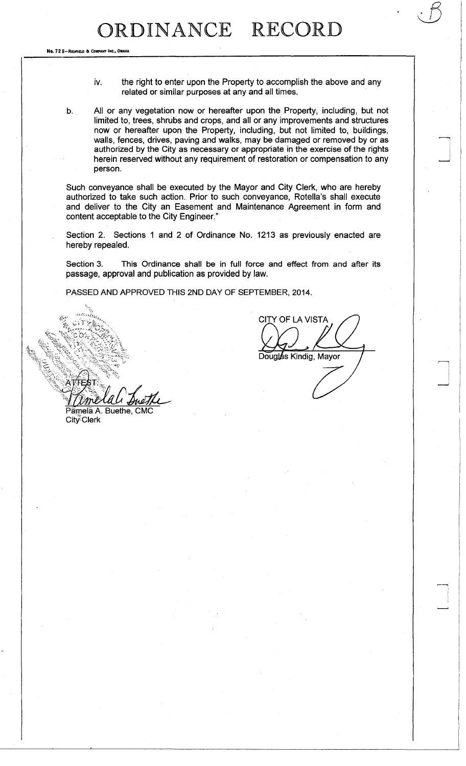# ORDINANCE RECORD

No. 72 8—REDFIELD & COMPANY INC., OMAHA

iv. the right to enter upon the Property to accomplish the above and any related or similar purposes at any and all times.

b. All or any vegetation now or hereafter upon the Property, including, but not limited to, trees, shrubs and crops, and all or any improvements and structures now or hereafter upon the Property, including, but not limited to, buildings, walls, fences, drives, paving and walks, may be damaged or removed by or as authorized by the City as necessary or appropriate in the exercise of the rights herein reserved without any requirement of restoration or compensation to any person.

Such conveyance shall be executed by the Mayor and City Clerk, who are hereby authorized to take such action. Prior to such conveyance, Rotella's shall execute and deliver to the City an Easement and Maintenance Agreement in form and content acceptable to the City Engineer."

Section 2. Sections 1 and 2 of Ordinance No. 1213 as previously enacted are hereby repealed.

Section 3. This Ordinance shall be in full force and effect from and after its passage, approval and publication as provided by law.

PASSED AND APPROVED THIS 2ND DAY OF SEPTEMBER, 2014.

CITY OF LA VISTA

Douglas Kindig, Mayor

ATTEST:

Pamela A. Buethe, CMC
City Clerk